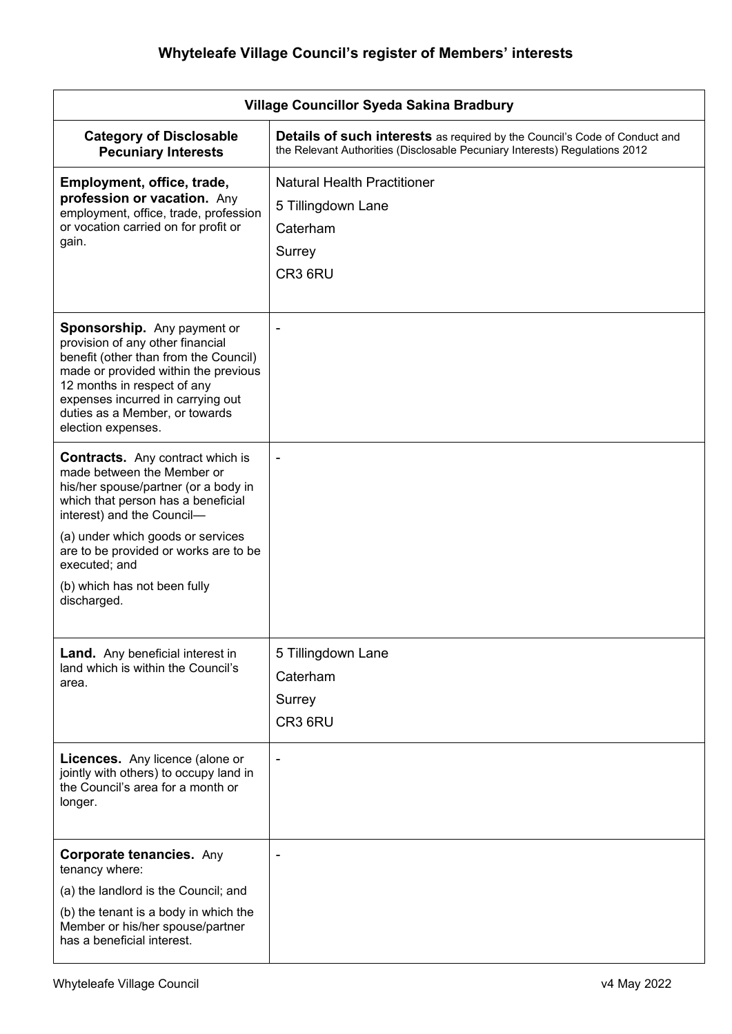# Whyteleafe Village Council's register of Members' interests

| Village Councillor Syeda Sakina Bradbury | |
|---|---|
| **Category of Disclosable Pecuniary Interests** | **Details of such interests** as required by the Council's Code of Conduct and the Relevant Authorities (Disclosable Pecuniary Interests) Regulations 2012 |
| **Employment, office, trade, profession or vacation.** Any employment, office, trade, profession or vocation carried on for profit or gain. | Natural Health Practitioner<br>5 Tillingdown Lane<br>Caterham<br>Surrey<br>CR3 6RU |
| **Sponsorship.** Any payment or provision of any other financial benefit (other than from the Council) made or provided within the previous 12 months in respect of any expenses incurred in carrying out duties as a Member, or towards election expenses. | - |
| **Contracts.** Any contract which is made between the Member or his/her spouse/partner (or a body in which that person has a beneficial interest) and the Council—<br>(a) under which goods or services are to be provided or works are to be executed; and<br>(b) which has not been fully discharged. | - |
| **Land.** Any beneficial interest in land which is within the Council's area. | 5 Tillingdown Lane<br>Caterham<br>Surrey<br>CR3 6RU |
| **Licences.** Any licence (alone or jointly with others) to occupy land in the Council's area for a month or longer. | - |
| **Corporate tenancies.** Any tenancy where:<br>(a) the landlord is the Council; and<br>(b) the tenant is a body in which the Member or his/her spouse/partner has a beneficial interest. | - |

Whyteleafe Village Council v4 May 2022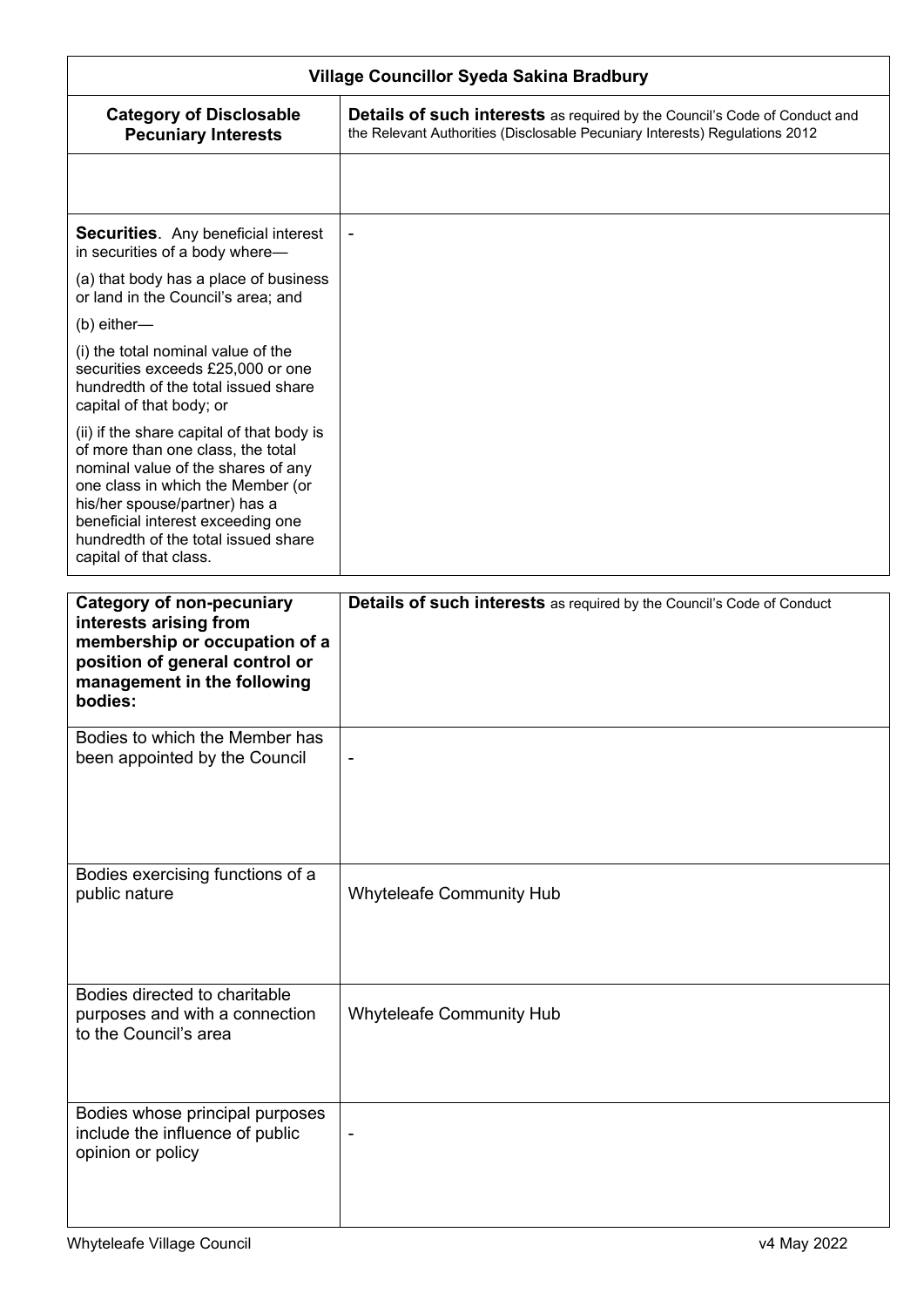| Village Councillor Syeda Sakina Bradbury | |
|---|---|
| **Category of Disclosable Pecuniary Interests** | **Details of such interests** as required by the Council's Code of Conduct and the Relevant Authorities (Disclosable Pecuniary Interests) Regulations 2012 |
| | |
| **Securities**. Any beneficial interest in securities of a body where—<br><br>(a) that body has a place of business or land in the Council's area; and<br><br>(b) either—<br><br>(i) the total nominal value of the securities exceeds £25,000 or one hundredth of the total issued share capital of that body; or<br><br>(ii) if the share capital of that body is of more than one class, the total nominal value of the shares of any one class in which the Member (or his/her spouse/partner) has a beneficial interest exceeding one hundredth of the total issued share capital of that class. | - |

| **Category of non-pecuniary interests arising from membership or occupation of a position of general control or management in the following bodies:** | **Details of such interests** as required by the Council's Code of Conduct |
|---|---|
| Bodies to which the Member has been appointed by the Council | - |
| Bodies exercising functions of a public nature | Whyteleafe Community Hub |
| Bodies directed to charitable purposes and with a connection to the Council's area | Whyteleafe Community Hub |
| Bodies whose principal purposes include the influence of public opinion or policy | - |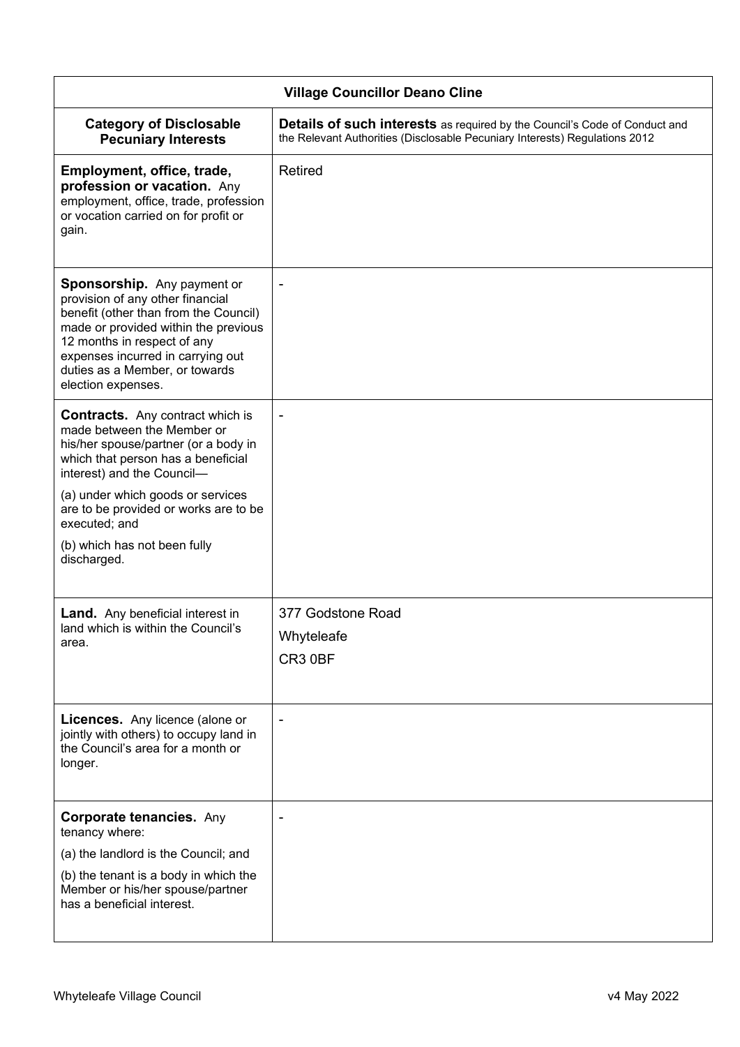| **Village Councillor Deano Cline** | |
|---|---|
| **Category of Disclosable Pecuniary Interests** | **Details of such interests** as required by the Council's Code of Conduct and the Relevant Authorities (Disclosable Pecuniary Interests) Regulations 2012 |
| **Employment, office, trade, profession or vacation.** Any employment, office, trade, profession or vocation carried on for profit or gain. | Retired |
| **Sponsorship.** Any payment or provision of any other financial benefit (other than from the Council) made or provided within the previous 12 months in respect of any expenses incurred in carrying out duties as a Member, or towards election expenses. | - |
| **Contracts.** Any contract which is made between the Member or his/her spouse/partner (or a body in which that person has a beneficial interest) and the Council— (a) under which goods or services are to be provided or works are to be executed; and (b) which has not been fully discharged. | - |
| **Land.** Any beneficial interest in land which is within the Council's area. | 377 Godstone Road<br>Whyteleafe<br>CR3 0BF |
| **Licences.** Any licence (alone or jointly with others) to occupy land in the Council's area for a month or longer. | - |
| **Corporate tenancies.** Any tenancy where: (a) the landlord is the Council; and (b) the tenant is a body in which the Member or his/her spouse/partner has a beneficial interest. | - |

Whyteleafe Village Council v4 May 2022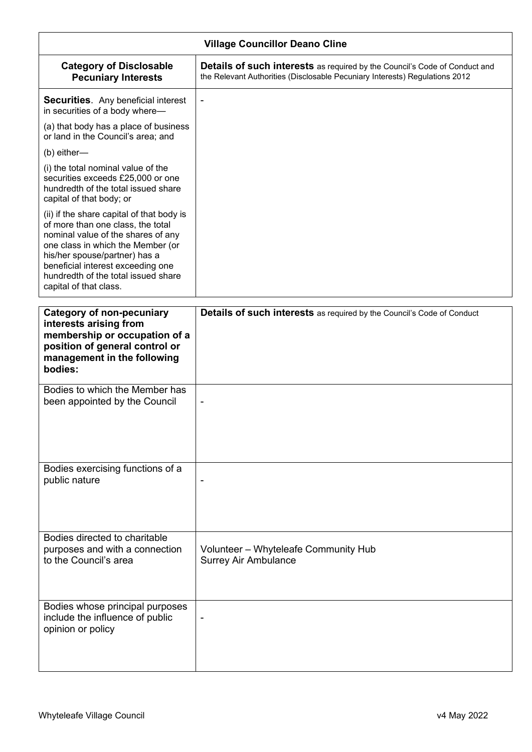| Village Councillor Deano Cline | |
|---|---|
| **Category of Disclosable Pecuniary Interests** | **Details of such interests** as required by the Council's Code of Conduct and the Relevant Authorities (Disclosable Pecuniary Interests) Regulations 2012 |
| **Securities**. Any beneficial interest in securities of a body where—<br><br>(a) that body has a place of business or land in the Council's area; and<br><br>(b) either—<br><br>(i) the total nominal value of the securities exceeds £25,000 or one hundredth of the total issued share capital of that body; or<br><br>(ii) if the share capital of that body is of more than one class, the total nominal value of the shares of any one class in which the Member (or his/her spouse/partner) has a beneficial interest exceeding one hundredth of the total issued share capital of that class. | - |

| **Category of non-pecuniary interests arising from membership or occupation of a position of general control or management in the following bodies:** | **Details of such interests** as required by the Council's Code of Conduct |
|---|---|
| Bodies to which the Member has been appointed by the Council | - |
| Bodies exercising functions of a public nature | - |
| Bodies directed to charitable purposes and with a connection to the Council's area | Volunteer – Whyteleafe Community Hub<br>Surrey Air Ambulance |
| Bodies whose principal purposes include the influence of public opinion or policy | - |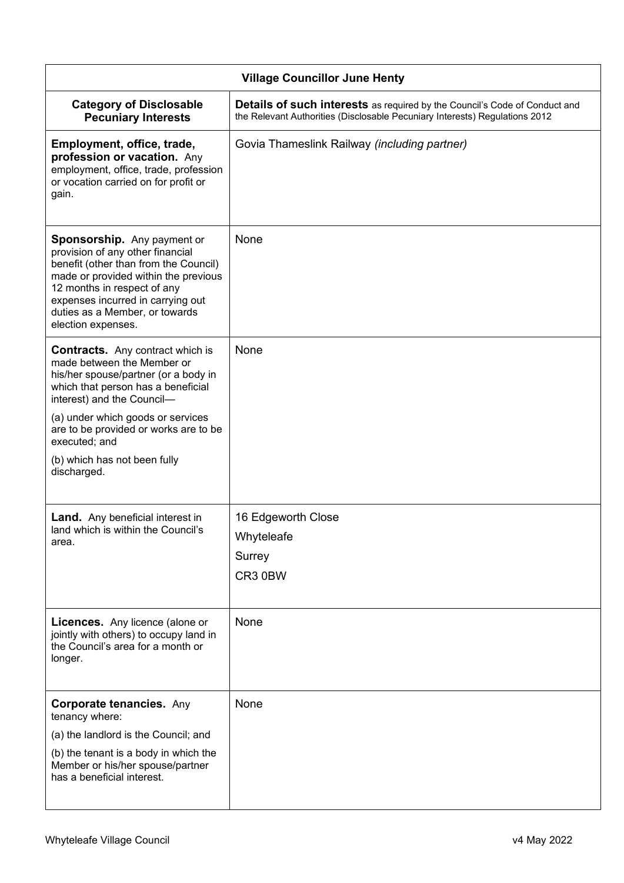| Village Councillor June Henty | |
|---|---|
| **Category of Disclosable Pecuniary Interests** | **Details of such interests** as required by the Council's Code of Conduct and the Relevant Authorities (Disclosable Pecuniary Interests) Regulations 2012 |
| **Employment, office, trade, profession or vacation.** Any employment, office, trade, profession or vacation carried on for profit or gain. | Govia Thameslink Railway *(including partner)* |
| **Sponsorship.** Any payment or provision of any other financial benefit (other than from the Council) made or provided within the previous 12 months in respect of any expenses incurred in carrying out duties as a Member, or towards election expenses. | None |
| **Contracts.** Any contract which is made between the Member or his/her spouse/partner (or a body in which that person has a beneficial interest) and the Council— (a) under which goods or services are to be provided or works are to be executed; and (b) which has not been fully discharged. | None |
| **Land.** Any beneficial interest in land which is within the Council's area. | 16 Edgeworth Close Whyteleafe Surrey CR3 0BW |
| **Licences.** Any licence (alone or jointly with others) to occupy land in the Council's area for a month or longer. | None |
| **Corporate tenancies.** Any tenancy where: (a) the landlord is the Council; and (b) the tenant is a body in which the Member or his/her spouse/partner has a beneficial interest. | None |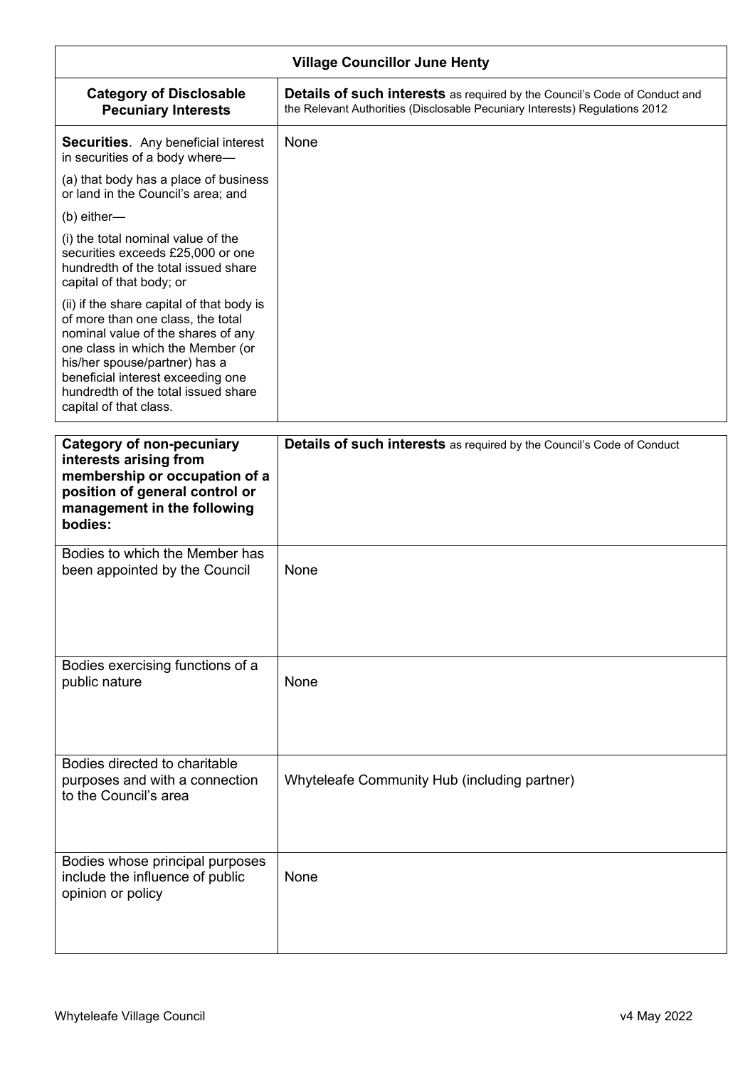| Village Councillor June Henty | |
|---|---|
| **Category of Disclosable Pecuniary Interests** | **Details of such interests** as required by the Council's Code of Conduct and the Relevant Authorities (Disclosable Pecuniary Interests) Regulations 2012 |
| **Securities**. Any beneficial interest in securities of a body where—<br><br>(a) that body has a place of business or land in the Council's area; and<br><br>(b) either—<br><br>(i) the total nominal value of the securities exceeds £25,000 or one hundredth of the total issued share capital of that body; or<br><br>(ii) if the share capital of that body is of more than one class, the total nominal value of the shares of any one class in which the Member (or his/her spouse/partner) has a beneficial interest exceeding one hundredth of the total issued share capital of that class. | None |

| Category of non-pecuniary interests arising from membership or occupation of a position of general control or management in the following bodies: | Details of such interests as required by the Council's Code of Conduct |
|---|---|
| Bodies to which the Member has been appointed by the Council | None |
| Bodies exercising functions of a public nature | None |
| Bodies directed to charitable purposes and with a connection to the Council's area | Whyteleafe Community Hub (including partner) |
| Bodies whose principal purposes include the influence of public opinion or policy | None |

Whyteleafe Village Council v4 May 2022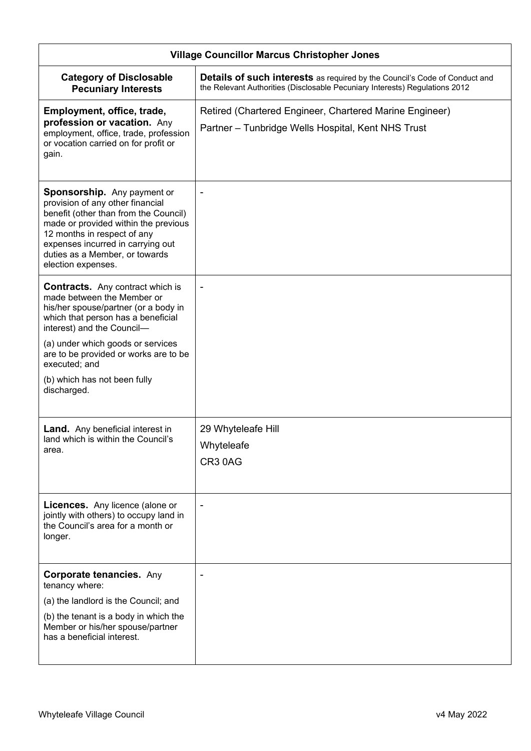| Village Councillor Marcus Christopher Jones | |
|---|---|
| **Category of Disclosable Pecuniary Interests** | **Details of such interests** as required by the Council's Code of Conduct and the Relevant Authorities (Disclosable Pecuniary Interests) Regulations 2012 |
| **Employment, office, trade, profession or vacation.** Any employment, office, trade, profession or vocation carried on for profit or gain. | Retired (Chartered Engineer, Chartered Marine Engineer)<br>Partner – Tunbridge Wells Hospital, Kent NHS Trust |
| **Sponsorship.** Any payment or provision of any other financial benefit (other than from the Council) made or provided within the previous 12 months in respect of any expenses incurred in carrying out duties as a Member, or towards election expenses. | - |
| **Contracts.** Any contract which is made between the Member or his/her spouse/partner (or a body in which that person has a beneficial interest) and the Council—<br>(a) under which goods or services are to be provided or works are to be executed; and<br>(b) which has not been fully discharged. | - |
| **Land.** Any beneficial interest in land which is within the Council's area. | 29 Whyteleafe Hill<br>Whyteleafe<br>CR3 0AG |
| **Licences.** Any licence (alone or jointly with others) to occupy land in the Council's area for a month or longer. | - |
| **Corporate tenancies.** Any tenancy where:<br>(a) the landlord is the Council; and<br>(b) the tenant is a body in which the Member or his/her spouse/partner has a beneficial interest. | - |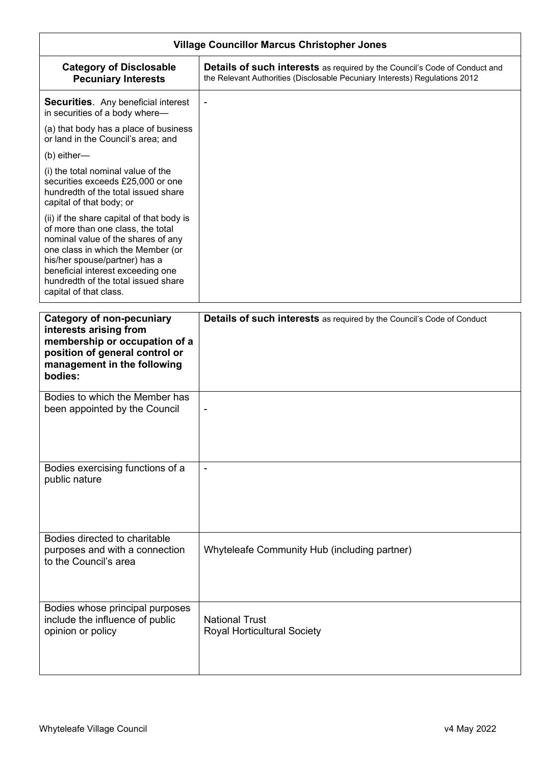| Village Councillor Marcus Christopher Jones | |
|---|---|
| **Category of Disclosable Pecuniary Interests** | **Details of such interests** as required by the Council's Code of Conduct and the Relevant Authorities (Disclosable Pecuniary Interests) Regulations 2012 |
| **Securities**. Any beneficial interest in securities of a body where—<br><br>(a) that body has a place of business or land in the Council's area; and<br><br>(b) either—<br><br>(i) the total nominal value of the securities exceeds £25,000 or one hundredth of the total issued share capital of that body; or<br><br>(ii) if the share capital of that body is of more than one class, the total nominal value of the shares of any one class in which the Member (or his/her spouse/partner) has a beneficial interest exceeding one hundredth of the total issued share capital of that class. | - |

| **Category of non-pecuniary interests arising from membership or occupation of a position of general control or management in the following bodies:** | **Details of such interests** as required by the Council's Code of Conduct |
|---|---|
| Bodies to which the Member has been appointed by the Council | - |
| Bodies exercising functions of a public nature | - |
| Bodies directed to charitable purposes and with a connection to the Council's area | Whyteleafe Community Hub (including partner) |
| Bodies whose principal purposes include the influence of public opinion or policy | National Trust<br>Royal Horticultural Society |

Whyteleafe Village Council v4 May 2022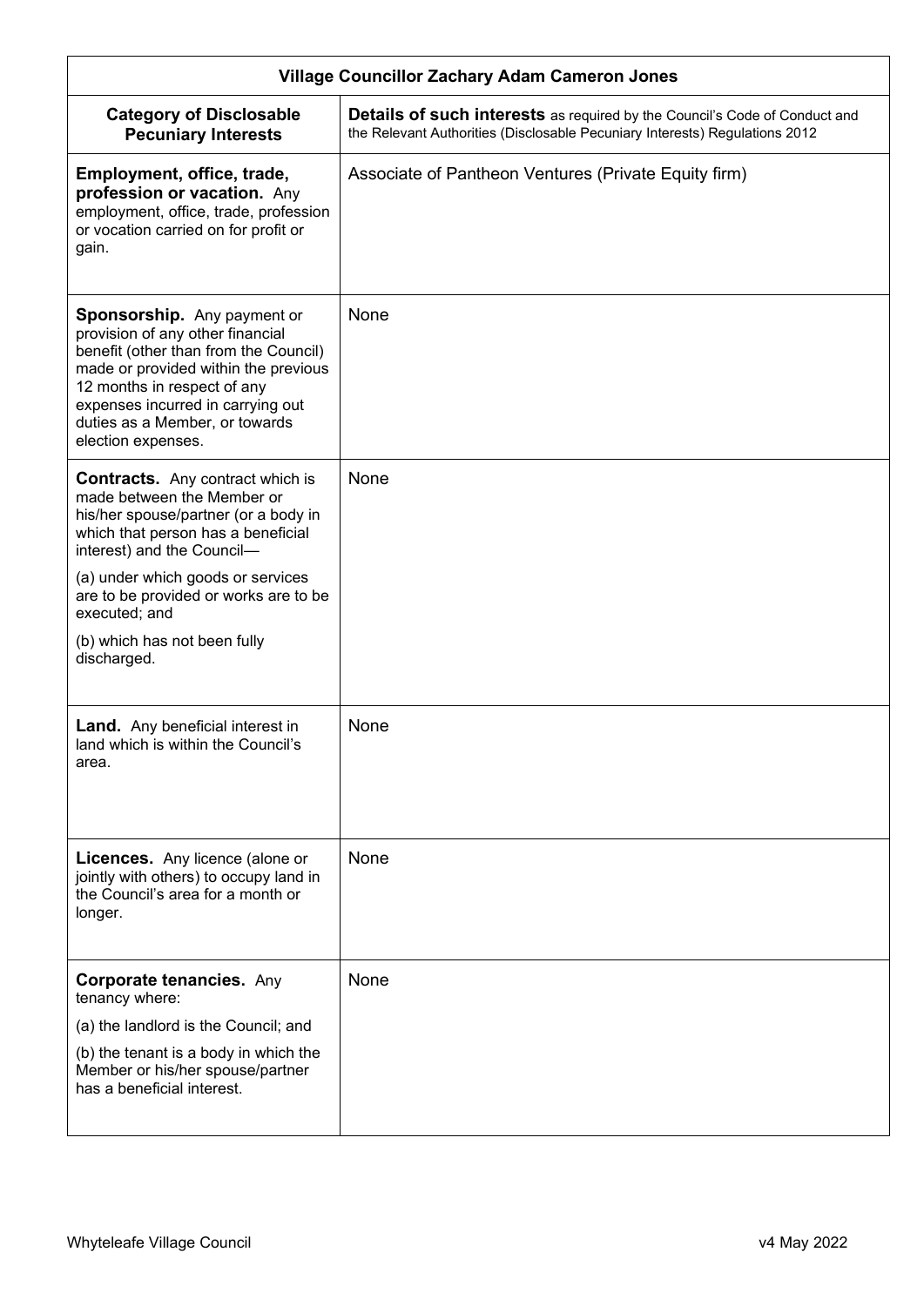| Village Councillor Zachary Adam Cameron Jones | |
|---|---|
| **Category of Disclosable Pecuniary Interests** | **Details of such interests** as required by the Council's Code of Conduct and the Relevant Authorities (Disclosable Pecuniary Interests) Regulations 2012 |
| **Employment, office, trade, profession or vacation.** Any employment, office, trade, profession or vocation carried on for profit or gain. | Associate of Pantheon Ventures (Private Equity firm) |
| **Sponsorship.** Any payment or provision of any other financial benefit (other than from the Council) made or provided within the previous 12 months in respect of any expenses incurred in carrying out duties as a Member, or towards election expenses. | None |
| **Contracts.** Any contract which is made between the Member or his/her spouse/partner (or a body in which that person has a beneficial interest) and the Council— (a) under which goods or services are to be provided or works are to be executed; and (b) which has not been fully discharged. | None |
| **Land.** Any beneficial interest in land which is within the Council's area. | None |
| **Licences.** Any licence (alone or jointly with others) to occupy land in the Council's area for a month or longer. | None |
| **Corporate tenancies.** Any tenancy where: (a) the landlord is the Council; and (b) the tenant is a body in which the Member or his/her spouse/partner has a beneficial interest. | None |

Whyteleafe Village Council v4 May 2022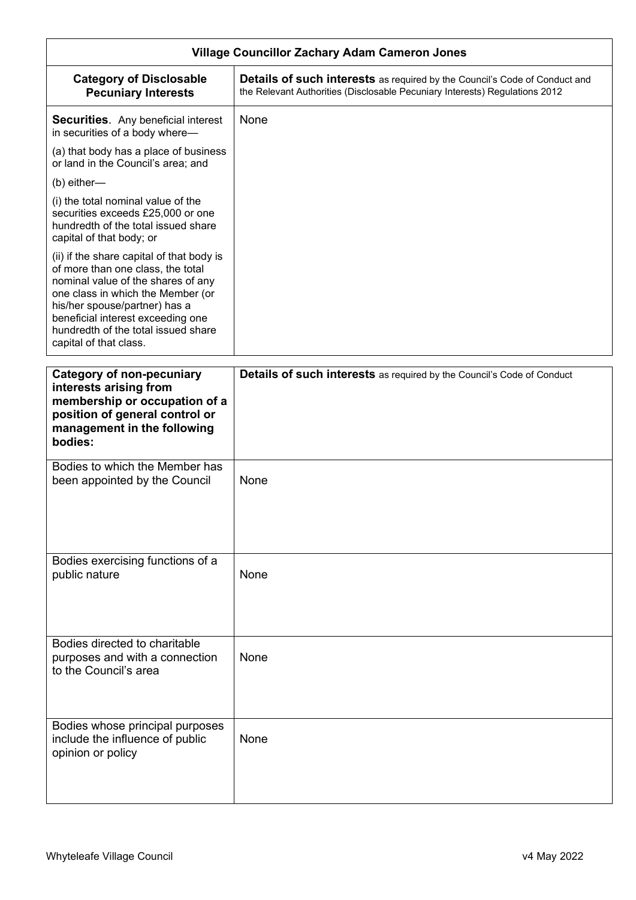| Village Councillor Zachary Adam Cameron Jones | |
|---|---|
| **Category of Disclosable Pecuniary Interests** | **Details of such interests** as required by the Council's Code of Conduct and the Relevant Authorities (Disclosable Pecuniary Interests) Regulations 2012 |
| **Securities**. Any beneficial interest in securities of a body where—<br>(a) that body has a place of business or land in the Council's area; and<br>(b) either—<br>(i) the total nominal value of the securities exceeds £25,000 or one hundredth of the total issued share capital of that body; or<br>(ii) if the share capital of that body is of more than one class, the total nominal value of the shares of any one class in which the Member (or his/her spouse/partner) has a beneficial interest exceeding one hundredth of the total issued share capital of that class. | None |

| **Category of non-pecuniary interests arising from membership or occupation of a position of general control or management in the following bodies:** | **Details of such interests** as required by the Council's Code of Conduct |
|---|---|
| Bodies to which the Member has been appointed by the Council | None |
| Bodies exercising functions of a public nature | None |
| Bodies directed to charitable purposes and with a connection to the Council's area | None |
| Bodies whose principal purposes include the influence of public opinion or policy | None |

Whyteleafe Village Council v4 May 2022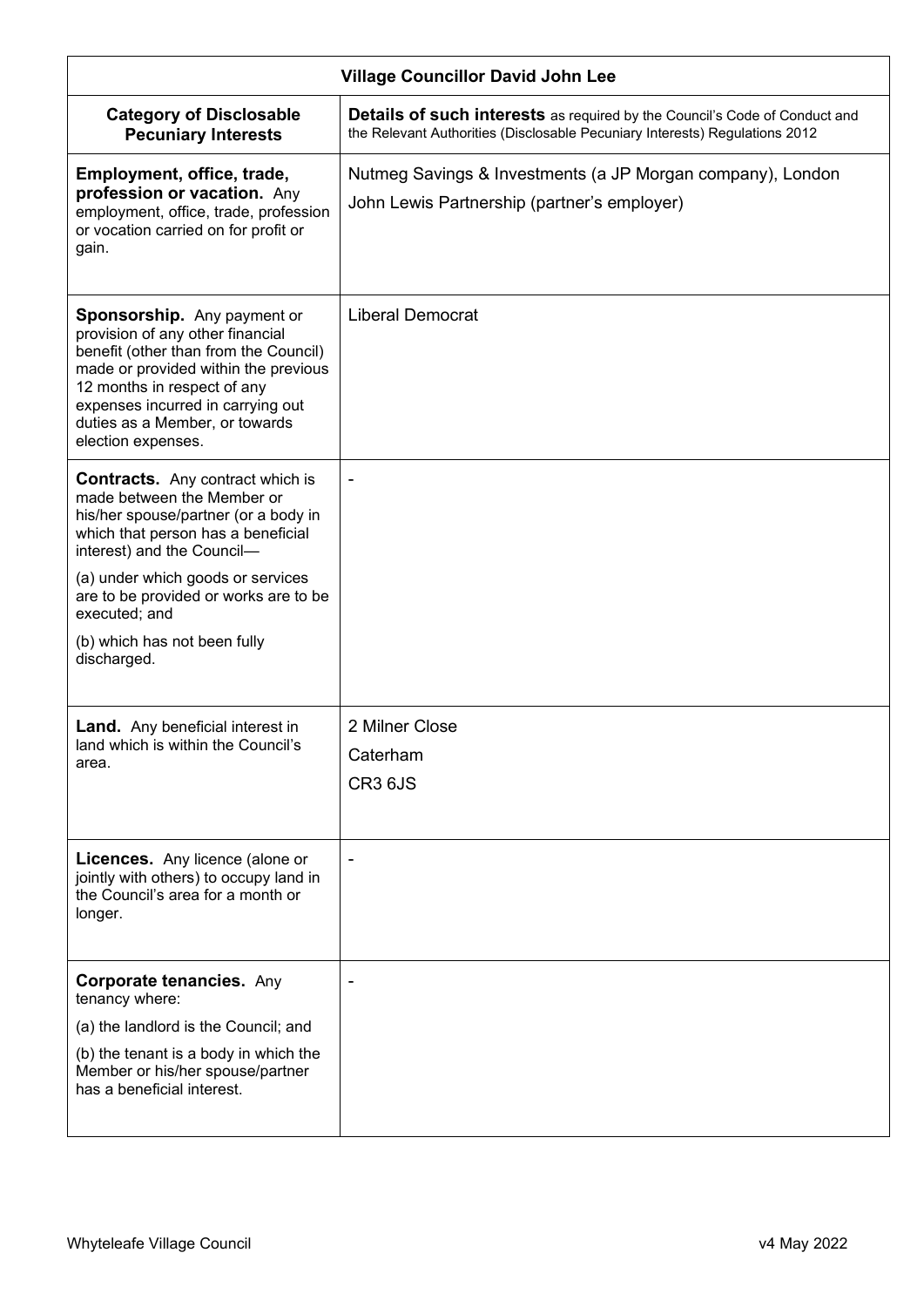| Village Councillor David John Lee | |
|---|---|
| **Category of Disclosable Pecuniary Interests** | **Details of such interests** as required by the Council's Code of Conduct and the Relevant Authorities (Disclosable Pecuniary Interests) Regulations 2012 |
| **Employment, office, trade, profession or vacation.** Any employment, office, trade, profession or vocation carried on for profit or gain. | Nutmeg Savings & Investments (a JP Morgan company), London<br>John Lewis Partnership (partner's employer) |
| **Sponsorship.** Any payment or provision of any other financial benefit (other than from the Council) made or provided within the previous 12 months in respect of any expenses incurred in carrying out duties as a Member, or towards election expenses. | Liberal Democrat |
| **Contracts.** Any contract which is made between the Member or his/her spouse/partner (or a body in which that person has a beneficial interest) and the Council—<br>(a) under which goods or services are to be provided or works are to be executed; and<br>(b) which has not been fully discharged. | - |
| **Land.** Any beneficial interest in land which is within the Council's area. | 2 Milner Close<br>Caterham<br>CR3 6JS |
| **Licences.** Any licence (alone or jointly with others) to occupy land in the Council's area for a month or longer. | - |
| **Corporate tenancies.** Any tenancy where:<br>(a) the landlord is the Council; and<br>(b) the tenant is a body in which the Member or his/her spouse/partner has a beneficial interest. | - |

Whyteleafe Village Council v4 May 2022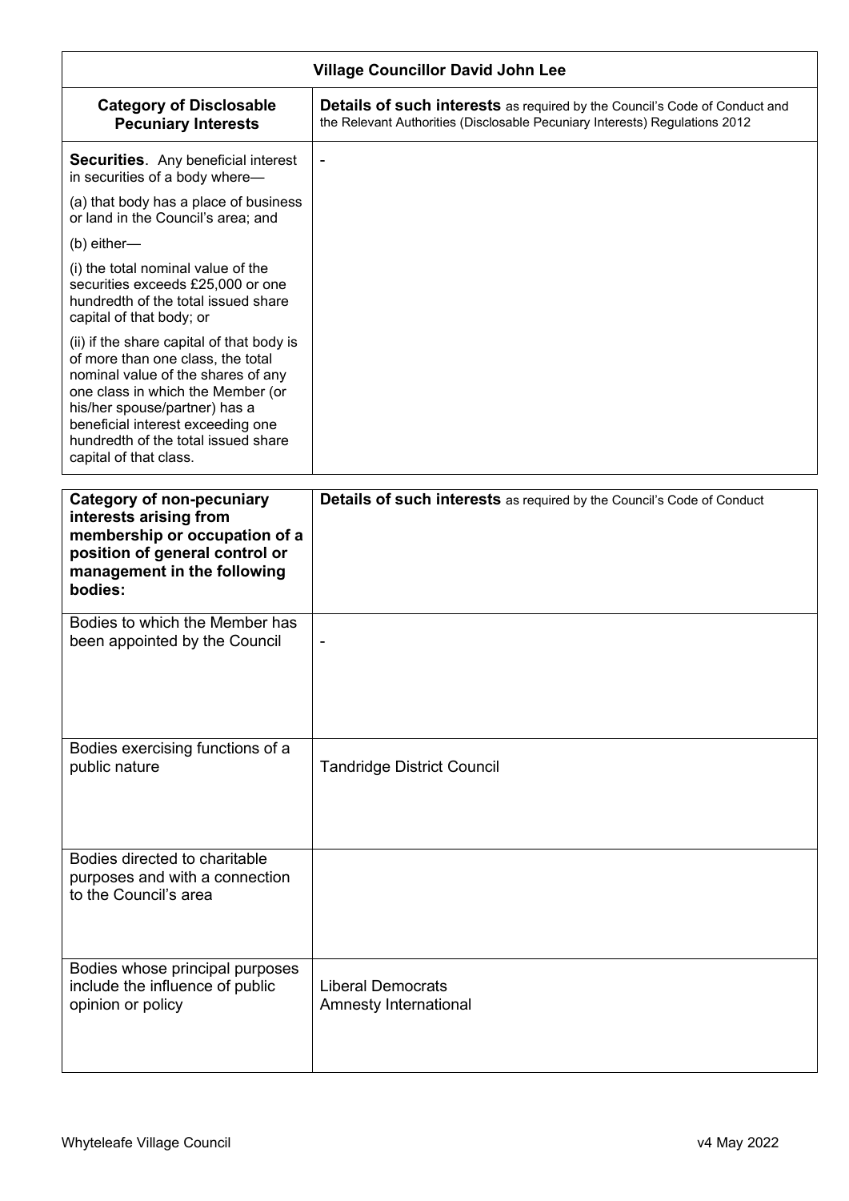| Village Councillor David John Lee | |
|---|---|
| **Category of Disclosable Pecuniary Interests** | **Details of such interests** as required by the Council's Code of Conduct and the Relevant Authorities (Disclosable Pecuniary Interests) Regulations 2012 |
| **Securities**. Any beneficial interest in securities of a body where—<br>(a) that body has a place of business or land in the Council's area; and<br>(b) either—<br>(i) the total nominal value of the securities exceeds £25,000 or one hundredth of the total issued share capital of that body; or<br>(ii) if the share capital of that body is of more than one class, the total nominal value of the shares of any one class in which the Member (or his/her spouse/partner) has a beneficial interest exceeding one hundredth of the total issued share capital of that class. | - |

| **Category of non-pecuniary interests arising from membership or occupation of a position of general control or management in the following bodies:** | **Details of such interests** as required by the Council's Code of Conduct |
|---|---|
| Bodies to which the Member has been appointed by the Council | - |
| Bodies exercising functions of a public nature | Tandridge District Council |
| Bodies directed to charitable purposes and with a connection to the Council's area | |
| Bodies whose principal purposes include the influence of public opinion or policy | Liberal Democrats<br>Amnesty International |

Whyteleafe Village Council v4 May 2022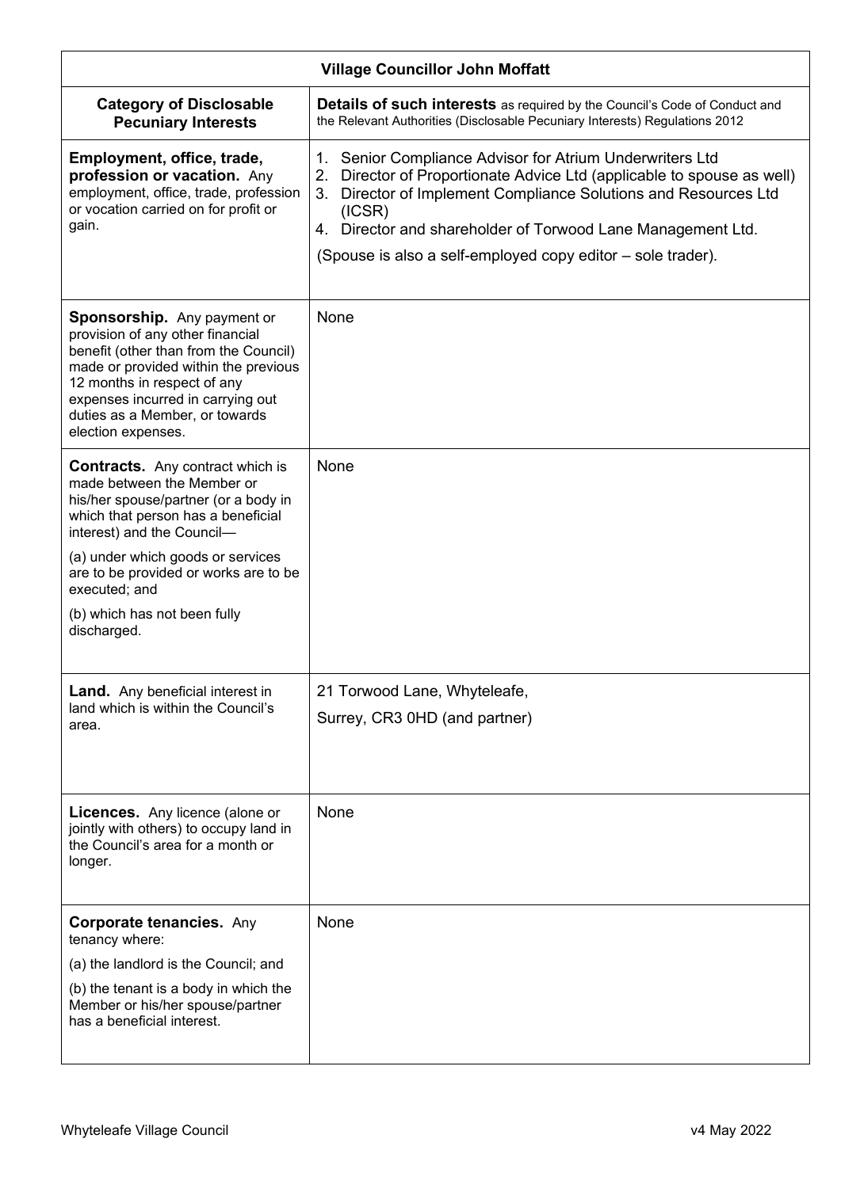| Village Councillor John Moffatt | |
|---|---|
| **Category of Disclosable Pecuniary Interests** | **Details of such interests** as required by the Council's Code of Conduct and the Relevant Authorities (Disclosable Pecuniary Interests) Regulations 2012 |
| **Employment, office, trade, profession or vacation.** Any employment, office, trade, profession or vocation carried on for profit or gain. | 1. Senior Compliance Advisor for Atrium Underwriters Ltd<br>2. Director of Proportionate Advice Ltd (applicable to spouse as well)<br>3. Director of Implement Compliance Solutions and Resources Ltd (ICSR)<br>4. Director and shareholder of Torwood Lane Management Ltd.<br><br>(Spouse is also a self-employed copy editor – sole trader). |
| **Sponsorship.** Any payment or provision of any other financial benefit (other than from the Council) made or provided within the previous 12 months in respect of any expenses incurred in carrying out duties as a Member, or towards election expenses. | None |
| **Contracts.** Any contract which is made between the Member or his/her spouse/partner (or a body in which that person has a beneficial interest) and the Council—<br><br>(a) under which goods or services are to be provided or works are to be executed; and<br><br>(b) which has not been fully discharged. | None |
| **Land.** Any beneficial interest in land which is within the Council's area. | 21 Torwood Lane, Whyteleafe,<br>Surrey, CR3 0HD (and partner) |
| **Licences.** Any licence (alone or jointly with others) to occupy land in the Council's area for a month or longer. | None |
| **Corporate tenancies.** Any tenancy where:<br><br>(a) the landlord is the Council; and<br><br>(b) the tenant is a body in which the Member or his/her spouse/partner has a beneficial interest. | None |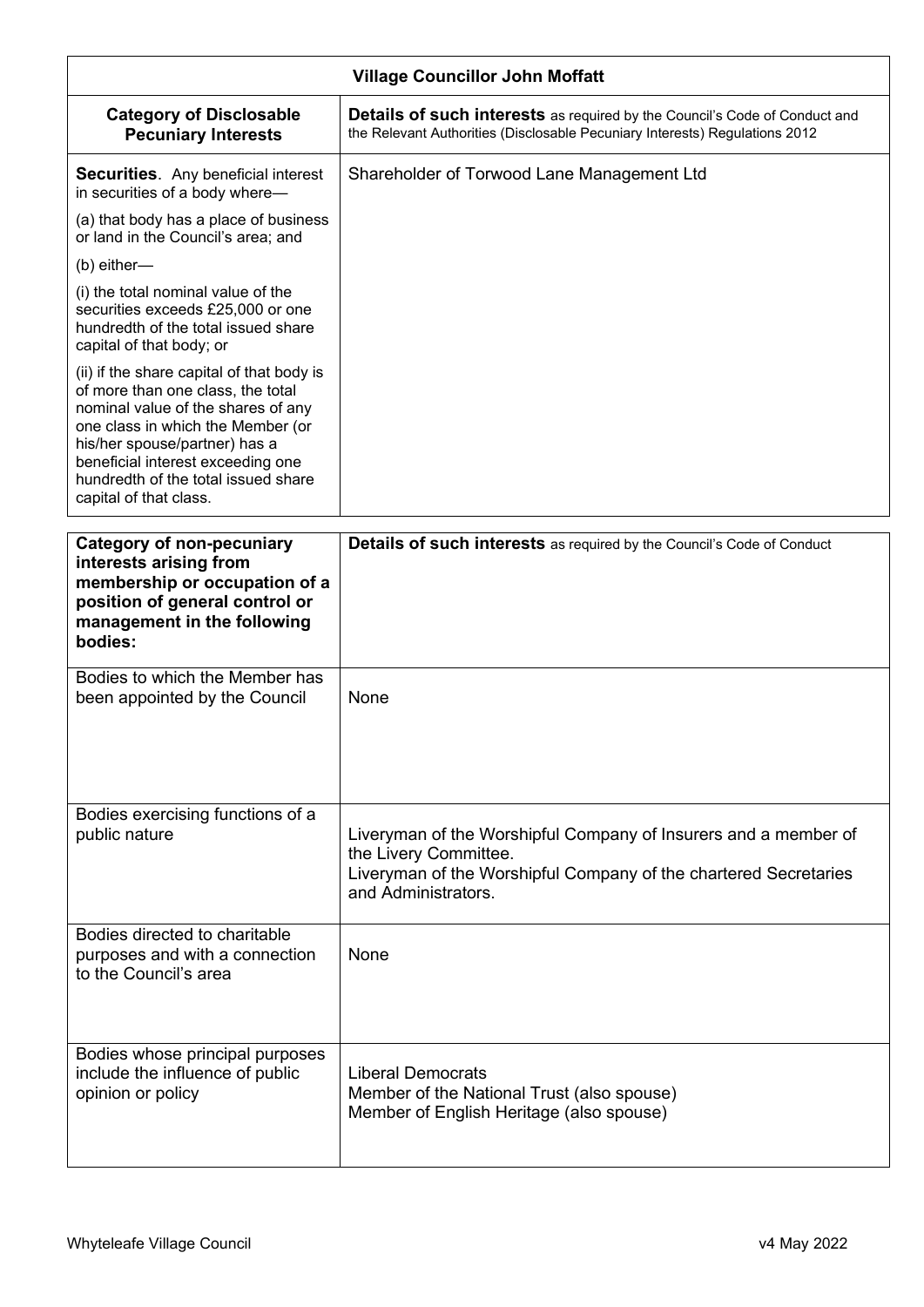| Village Councillor John Moffatt | |
|---|---|
| **Category of Disclosable Pecuniary Interests** | **Details of such interests** as required by the Council's Code of Conduct and the Relevant Authorities (Disclosable Pecuniary Interests) Regulations 2012 |
| **Securities**. Any beneficial interest in securities of a body where— (a) that body has a place of business or land in the Council's area; and (b) either— (i) the total nominal value of the securities exceeds £25,000 or one hundredth of the total issued share capital of that body; or (ii) if the share capital of that body is of more than one class, the total nominal value of the shares of any one class in which the Member (or his/her spouse/partner) has a beneficial interest exceeding one hundredth of the total issued share capital of that class. | Shareholder of Torwood Lane Management Ltd |

| **Category of non-pecuniary interests arising from membership or occupation of a position of general control or management in the following bodies:** | **Details of such interests** as required by the Council's Code of Conduct |
|---|---|
| Bodies to which the Member has been appointed by the Council | None |
| Bodies exercising functions of a public nature | Liveryman of the Worshipful Company of Insurers and a member of the Livery Committee.<br>Liveryman of the Worshipful Company of the chartered Secretaries and Administrators. |
| Bodies directed to charitable purposes and with a connection to the Council's area | None |
| Bodies whose principal purposes include the influence of public opinion or policy | Liberal Democrats<br>Member of the National Trust (also spouse)<br>Member of English Heritage (also spouse) |